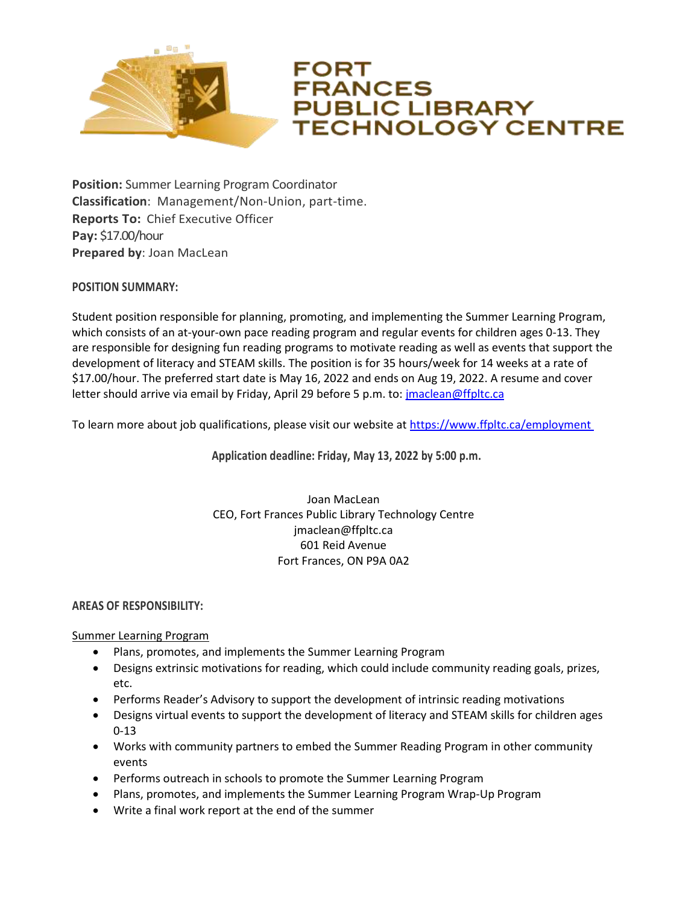# FORT FRANCES PUBLIC LIBRARY TECHNOLOGY CENTRE

**Position:** Summer Learning Program Coordinator
**Classification**: Management/Non-Union, part-time.
**Reports To:** Chief Executive Officer
**Pay:** $17.00/hour
**Prepared by**: Joan MacLean

**POSITION SUMMARY:**

Student position responsible for planning, promoting, and implementing the Summer Learning Program, which consists of an at-your-own pace reading program and regular events for children ages 0-13. They are responsible for designing fun reading programs to motivate reading as well as events that support the development of literacy and STEAM skills. The position is for 35 hours/week for 14 weeks at a rate of $17.00/hour. The preferred start date is May 16, 2022 and ends on Aug 19, 2022. A resume and cover letter should arrive via email by Friday, April 29 before 5 p.m. to: jmaclean@ffpltc.ca

To learn more about job qualifications, please visit our website at https://www.ffpltc.ca/employment

**Application deadline: Friday, May 13, 2022 by 5:00 p.m.**

Joan MacLean
CEO, Fort Frances Public Library Technology Centre
jmaclean@ffpltc.ca
601 Reid Avenue
Fort Frances, ON P9A 0A2

**AREAS OF RESPONSIBILITY:**

Summer Learning Program

- Plans, promotes, and implements the Summer Learning Program
- Designs extrinsic motivations for reading, which could include community reading goals, prizes, etc.
- Performs Reader's Advisory to support the development of intrinsic reading motivations
- Designs virtual events to support the development of literacy and STEAM skills for children ages 0-13
- Works with community partners to embed the Summer Reading Program in other community events
- Performs outreach in schools to promote the Summer Learning Program
- Plans, promotes, and implements the Summer Learning Program Wrap-Up Program
- Write a final work report at the end of the summer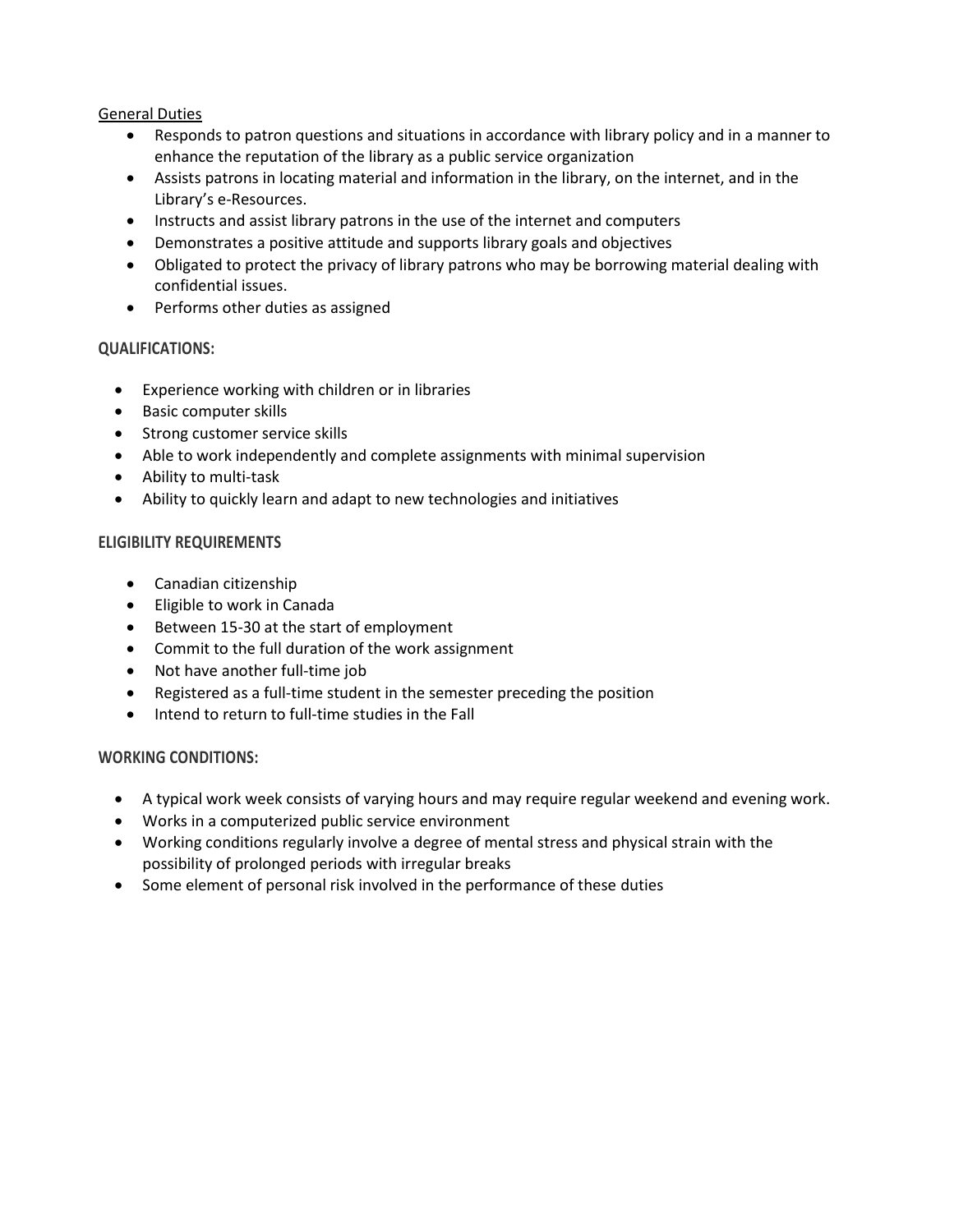General Duties

- Responds to patron questions and situations in accordance with library policy and in a manner to enhance the reputation of the library as a public service organization
- Assists patrons in locating material and information in the library, on the internet, and in the Library's e-Resources.
- Instructs and assist library patrons in the use of the internet and computers
- Demonstrates a positive attitude and supports library goals and objectives
- Obligated to protect the privacy of library patrons who may be borrowing material dealing with confidential issues.
- Performs other duties as assigned

**QUALIFICATIONS:**

- Experience working with children or in libraries
- Basic computer skills
- Strong customer service skills
- Able to work independently and complete assignments with minimal supervision
- Ability to multi-task
- Ability to quickly learn and adapt to new technologies and initiatives

**ELIGIBILITY REQUIREMENTS**

- Canadian citizenship
- Eligible to work in Canada
- Between 15-30 at the start of employment
- Commit to the full duration of the work assignment
- Not have another full-time job
- Registered as a full-time student in the semester preceding the position
- Intend to return to full-time studies in the Fall

**WORKING CONDITIONS:**

- A typical work week consists of varying hours and may require regular weekend and evening work.
- Works in a computerized public service environment
- Working conditions regularly involve a degree of mental stress and physical strain with the possibility of prolonged periods with irregular breaks
- Some element of personal risk involved in the performance of these duties